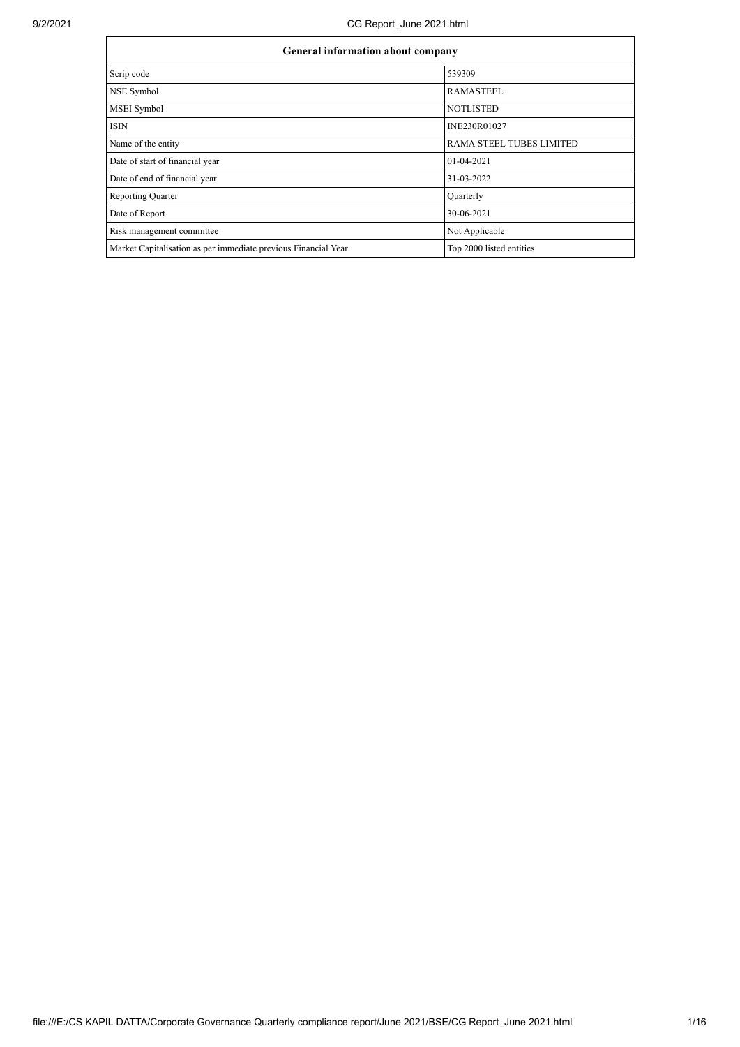| General information about company | |
| --- | --- |
| Scrip code | 539309 |
| NSE Symbol | RAMASTEEL |
| MSEI Symbol | NOTLISTED |
| ISIN | INE230R01027 |
| Name of the entity | RAMA STEEL TUBES LIMITED |
| Date of start of financial year | 01-04-2021 |
| Date of end of financial year | 31-03-2022 |
| Reporting Quarter | Quarterly |
| Date of Report | 30-06-2021 |
| Risk management committee | Not Applicable |
| Market Capitalisation as per immediate previous Financial Year | Top 2000 listed entities |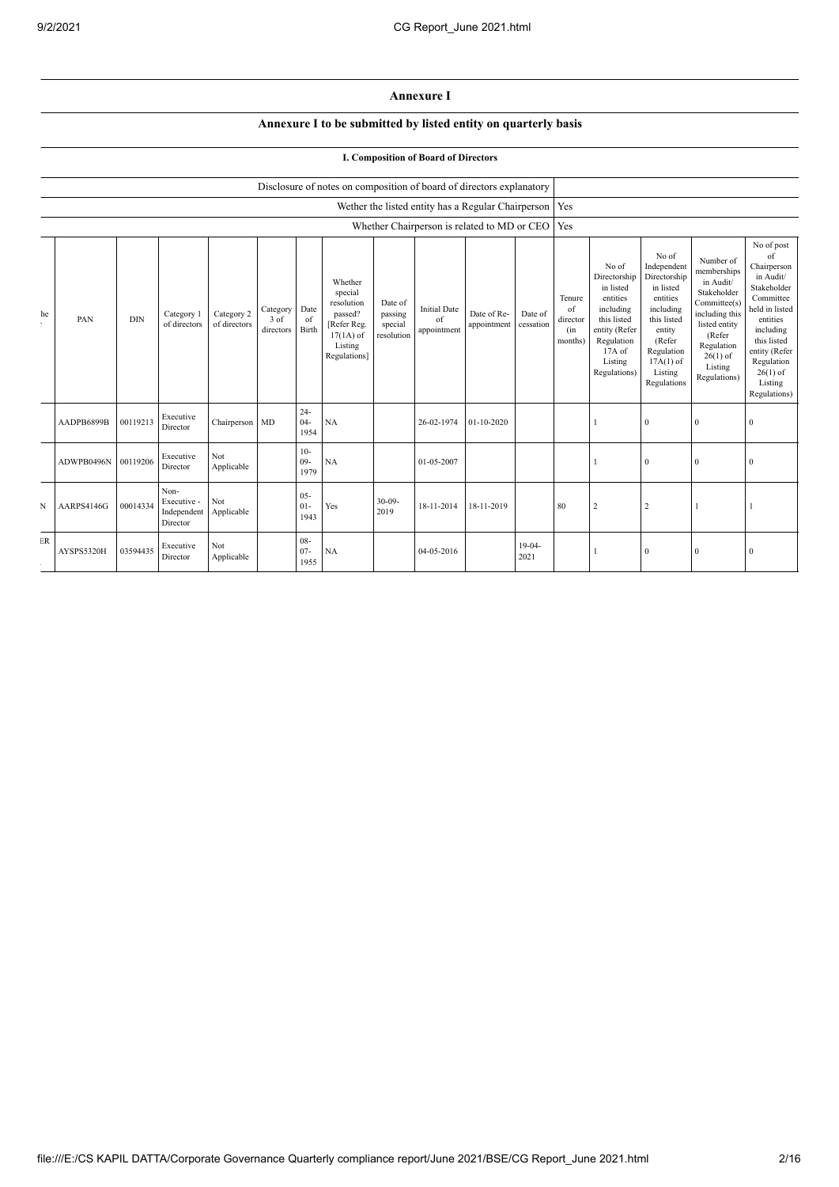## Annexure I

### Annexure I to be submitted by listed entity on quarterly basis

#### I. Composition of Board of Directors

| Disclosure of notes on composition of board of directors explanatory | |
|---|---|
| Wether the listed entity has a Regular Chairperson | Yes |
| Whether Chairperson is related to MD or CEO | Yes |

| he | PAN | DIN | Category 1 of directors | Category 2 of directors | Category 3 of directors | Date of Birth | Whether special resolution passed? [Refer Reg. 17(1A) of Listing Regulations] | Date of passing special resolution | Initial Date of appointment | Date of Re-appointment | Date of cessation | Tenure of director (in months) | No of Directorship in listed entities including this listed entity (Refer Regulation 17A of Listing Regulations) | No of Independent Directorship in listed entities including this listed entity (Refer Regulation 17A(1) of Listing Regulations | Number of memberships in Audit/ Stakeholder Committee(s) including this listed entity (Refer Regulation 26(1) of Listing Regulations) | No of post of Chairperson in Audit/ Stakeholder Committee held in listed entities including this listed entity (Refer Regulation 26(1) of Listing Regulations) |
|---|---|---|---|---|---|---|---|---|---|---|---|---|---|---|---|---|
| | AADPB6899B | 00119213 | Executive Director | Chairperson | MD | 24-04-1954 | NA | | 26-02-1974 | 01-10-2020 | | | 1 | 0 | 0 | 0 |
| | ADWPB0496N | 00119206 | Executive Director | Not Applicable | | 10-09-1979 | NA | | 01-05-2007 | | | | 1 | 0 | 0 | 0 |
| N | AARPS4146G | 00014334 | Non-Executive - Independent Director | Not Applicable | | 05-01-1943 | Yes | 30-09-2019 | 18-11-2014 | 18-11-2019 | | 80 | 2 | 2 | 1 | 1 |
| ER | AYSPS5320H | 03594435 | Executive Director | Not Applicable | | 08-07-1955 | NA | | 04-05-2016 | | 19-04-2021 | | 1 | 0 | 0 | 0 |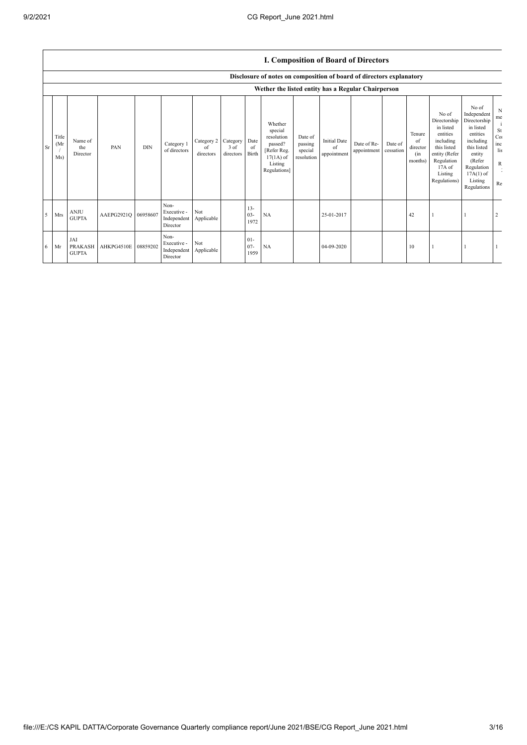## I. Composition of Board of Directors

### Disclosure of notes on composition of board of directors explanatory

### Wether the listed entity has a Regular Chairperson

| Sr | Title (Mr / Ms) | Name of the Director | PAN | DIN | Category 1 of directors | Category 2 of directors | Category 3 of directors | Date of Birth | Whether special resolution passed? [Refer Reg. 17(1A) of Listing Regulations] | Date of passing special resolution | Initial Date of appointment | Date of Re-appointment | Date of cessation | Tenure of director (in months) | No of Directorship in listed entities including this listed entity (Refer Regulation 17A of Listing Regulations) | No of Independent Directorship in listed entities including this listed entity (Refer Regulation 17A(1) of Listing Regulations | N me i St Co inc lis R Re |
|---|---|---|---|---|---|---|---|---|---|---|---|---|---|---|---|---|---|
| 5 | Mrs | ANJU GUPTA | AAEPG2921Q | 06958607 | Non-Executive - Independent Director | Not Applicable | | 13-03-1972 | NA | | 25-01-2017 | | | 42 | 1 | 1 | 2 |
| 6 | Mr | JAI PRAKASH GUPTA | AHKPG4510E | 08859202 | Non-Executive - Independent Director | Not Applicable | | 01-07-1959 | NA | | 04-09-2020 | | | 10 | 1 | 1 | 1 |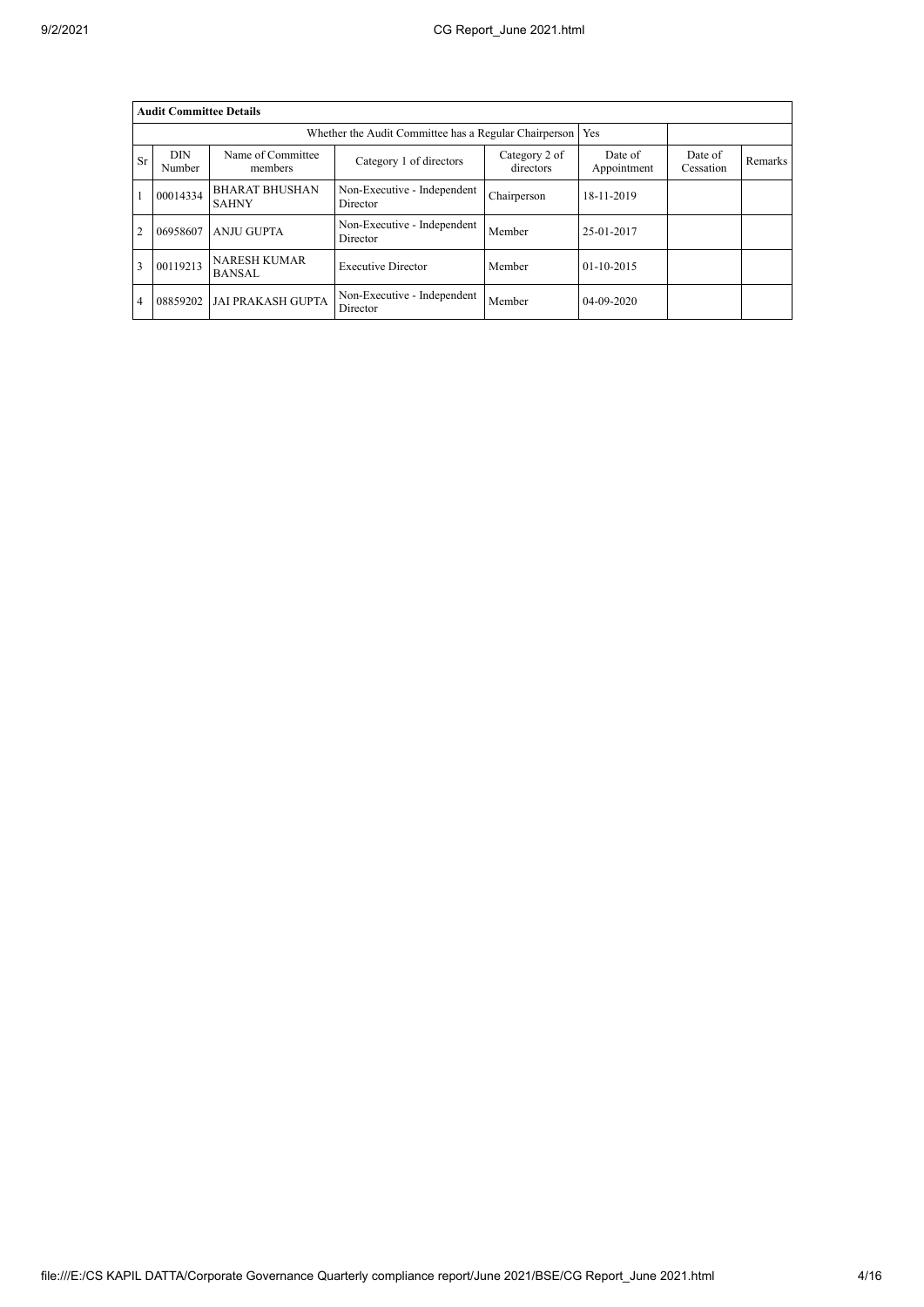| Audit Committee Details | | | | | | | |
|---|---|---|---|---|---|---|---|
| Whether the Audit Committee has a Regular Chairperson | | | | | Yes | | |
| Sr | DIN Number | Name of Committee members | Category 1 of directors | Category 2 of directors | Date of Appointment | Date of Cessation | Remarks |
| 1 | 00014334 | BHARAT BHUSHAN SAHNY | Non-Executive - Independent Director | Chairperson | 18-11-2019 | | |
| 2 | 06958607 | ANJU GUPTA | Non-Executive - Independent Director | Member | 25-01-2017 | | |
| 3 | 00119213 | NARESH KUMAR BANSAL | Executive Director | Member | 01-10-2015 | | |
| 4 | 08859202 | JAI PRAKASH GUPTA | Non-Executive - Independent Director | Member | 04-09-2020 | | |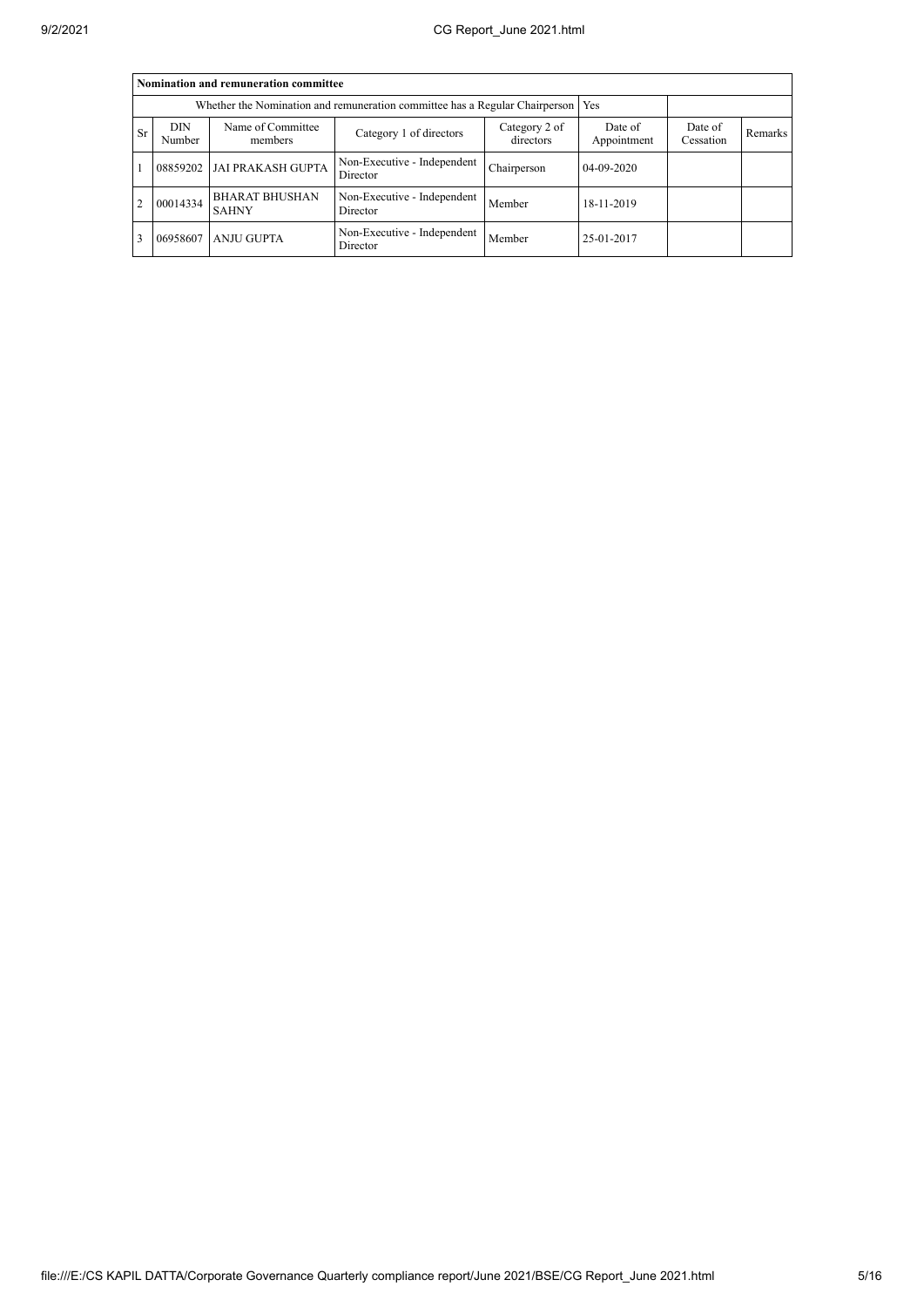| Nomination and remuneration committee | | | | | | | |
|---|---|---|---|---|---|---|---|
| Whether the Nomination and remuneration committee has a Regular Chairperson | | | | | Yes | | |
| Sr | DIN Number | Name of Committee members | Category 1 of directors | Category 2 of directors | Date of Appointment | Date of Cessation | Remarks |
| 1 | 08859202 | JAI PRAKASH GUPTA | Non-Executive - Independent Director | Chairperson | 04-09-2020 | | |
| 2 | 00014334 | BHARAT BHUSHAN SAHNY | Non-Executive - Independent Director | Member | 18-11-2019 | | |
| 3 | 06958607 | ANJU GUPTA | Non-Executive - Independent Director | Member | 25-01-2017 | | |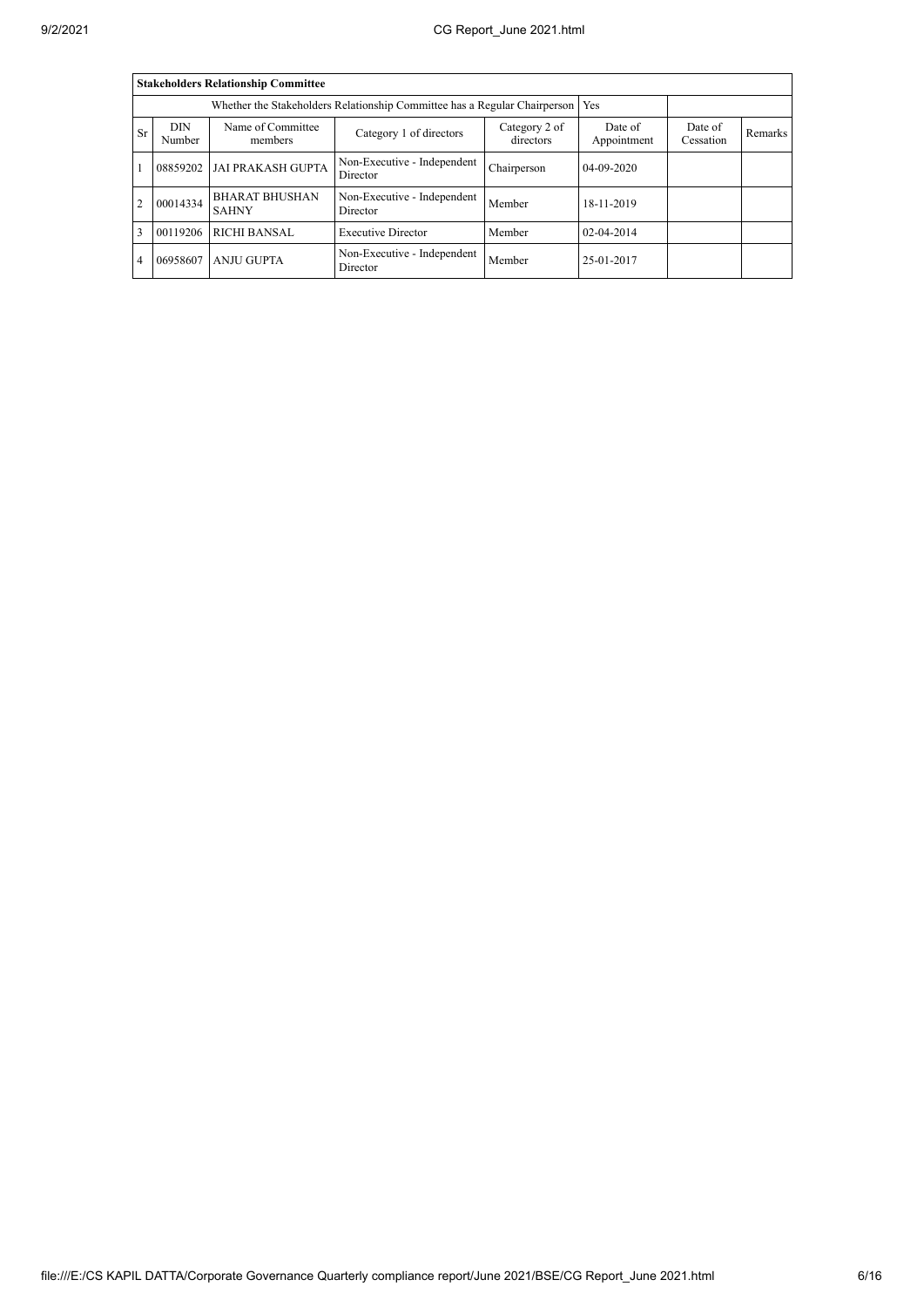| Stakeholders Relationship Committee | | | | | | | |
|---|---|---|---|---|---|---|---|
| Whether the Stakeholders Relationship Committee has a Regular Chairperson | | | | | Yes | | |
| Sr | DIN Number | Name of Committee members | Category 1 of directors | Category 2 of directors | Date of Appointment | Date of Cessation | Remarks |
| 1 | 08859202 | JAI PRAKASH GUPTA | Non-Executive - Independent Director | Chairperson | 04-09-2020 | | |
| 2 | 00014334 | BHARAT BHUSHAN SAHNY | Non-Executive - Independent Director | Member | 18-11-2019 | | |
| 3 | 00119206 | RICHI BANSAL | Executive Director | Member | 02-04-2014 | | |
| 4 | 06958607 | ANJU GUPTA | Non-Executive - Independent Director | Member | 25-01-2017 | | |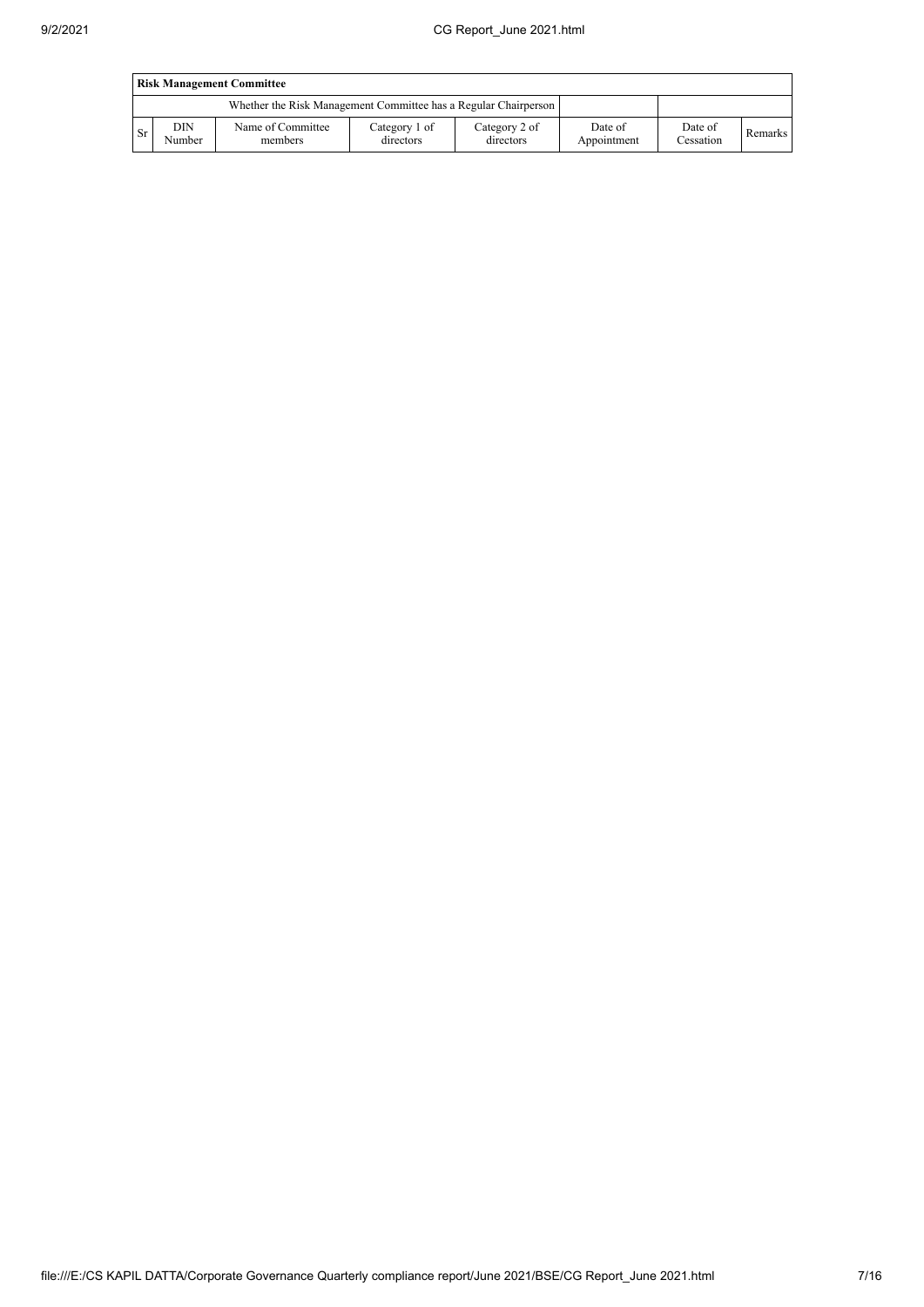| Risk Management Committee | | | | | | | |
|---|---|---|---|---|---|---|---|
| Whether the Risk Management Committee has a Regular Chairperson | | | | | | | |
| Sr | DIN Number | Name of Committee members | Category 1 of directors | Category 2 of directors | Date of Appointment | Date of Cessation | Remarks |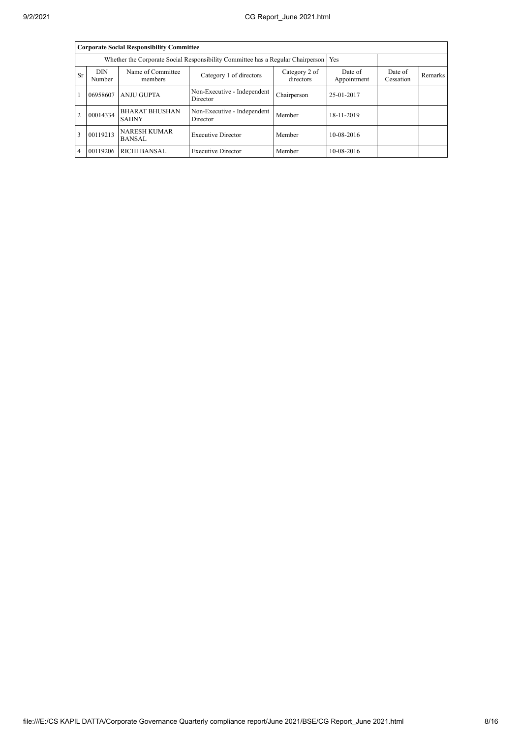| Corporate Social Responsibility Committee | | | | | | | |
|---|---|---|---|---|---|---|---|
| Whether the Corporate Social Responsibility Committee has a Regular Chairperson | | | | | Yes | | |
| Sr | DIN Number | Name of Committee members | Category 1 of directors | Category 2 of directors | Date of Appointment | Date of Cessation | Remarks |
| 1 | 06958607 | ANJU GUPTA | Non-Executive - Independent Director | Chairperson | 25-01-2017 | | |
| 2 | 00014334 | BHARAT BHUSHAN SAHNY | Non-Executive - Independent Director | Member | 18-11-2019 | | |
| 3 | 00119213 | NARESH KUMAR BANSAL | Executive Director | Member | 10-08-2016 | | |
| 4 | 00119206 | RICHI BANSAL | Executive Director | Member | 10-08-2016 | | |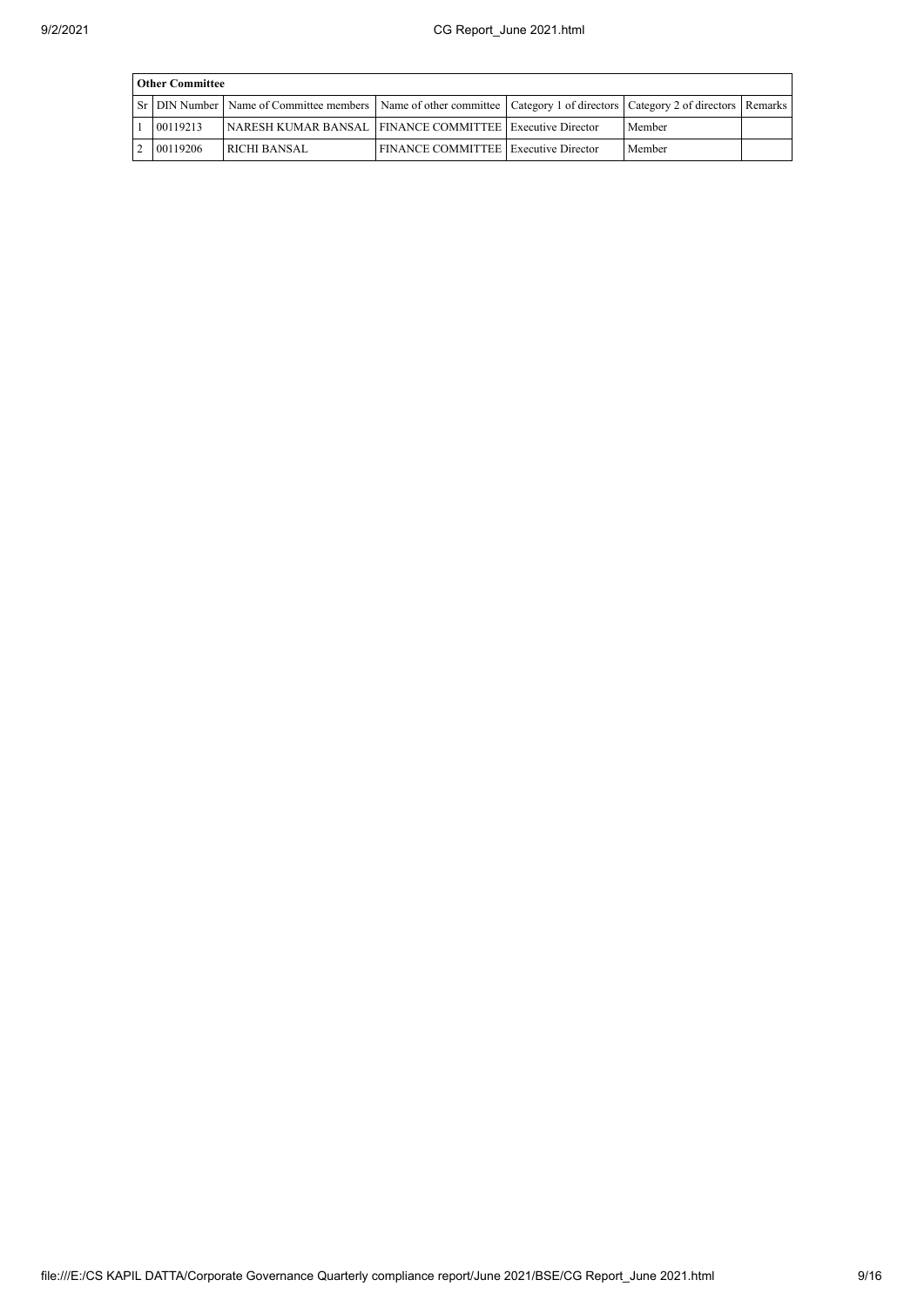| Other Committee | | | | | | |
|---|---|---|---|---|---|---|
| Sr | DIN Number | Name of Committee members | Name of other committee | Category 1 of directors | Category 2 of directors | Remarks |
| 1 | 00119213 | NARESH KUMAR BANSAL | FINANCE COMMITTEE | Executive Director | Member | |
| 2 | 00119206 | RICHI BANSAL | FINANCE COMMITTEE | Executive Director | Member | |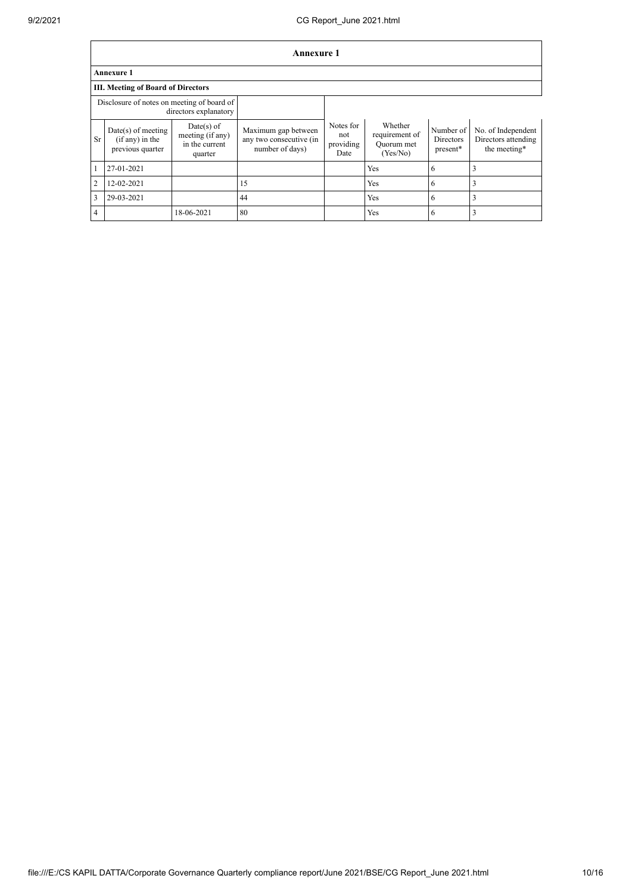## Annexure 1

**Annexure 1**

**III. Meeting of Board of Directors**

| Disclosure of notes on meeting of board of directors explanatory | | | | | | | |
|---|---|---|---|---|---|---|---|
| Sr | Date(s) of meeting (if any) in the previous quarter | Date(s) of meeting (if any) in the current quarter | Maximum gap between any two consecutive (in number of days) | Notes for not providing Date | Whether requirement of Quorum met (Yes/No) | Number of Directors present* | No. of Independent Directors attending the meeting* |
| 1 | 27-01-2021 | | | | Yes | 6 | 3 |
| 2 | 12-02-2021 | | 15 | | Yes | 6 | 3 |
| 3 | 29-03-2021 | | 44 | | Yes | 6 | 3 |
| 4 | | 18-06-2021 | 80 | | Yes | 6 | 3 |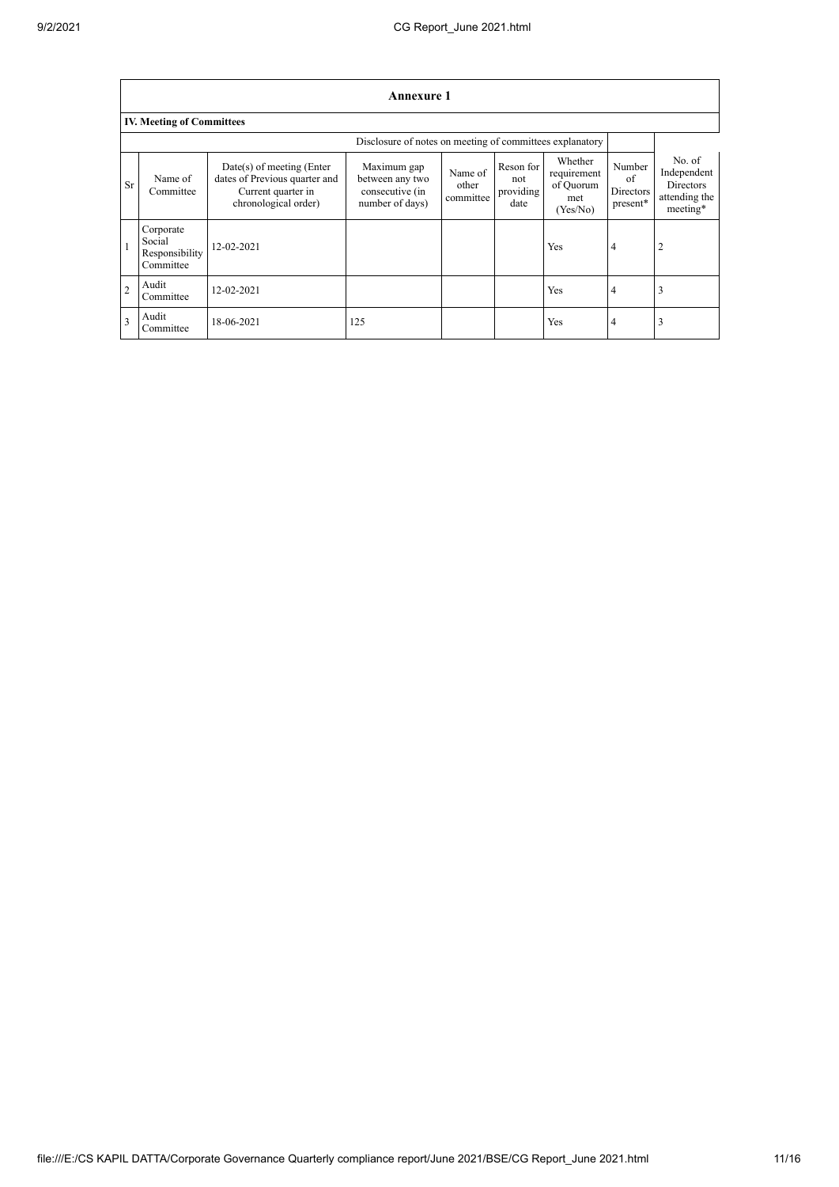## Annexure 1

### IV. Meeting of Committees

| | | | Disclosure of notes on meeting of committees explanatory | | | | | |
|---|---|---|---|---|---|---|---|---|
| Sr | Name of Committee | Date(s) of meeting (Enter dates of Previous quarter and Current quarter in chronological order) | Maximum gap between any two consecutive (in number of days) | Name of other committee | Reson for not providing date | Whether requirement of Quorum met (Yes/No) | Number of Directors present* | No. of Independent Directors attending the meeting* |
| 1 | Corporate Social Responsibility Committee | 12-02-2021 | | | | Yes | 4 | 2 |
| 2 | Audit Committee | 12-02-2021 | | | | Yes | 4 | 3 |
| 3 | Audit Committee | 18-06-2021 | 125 | | | Yes | 4 | 3 |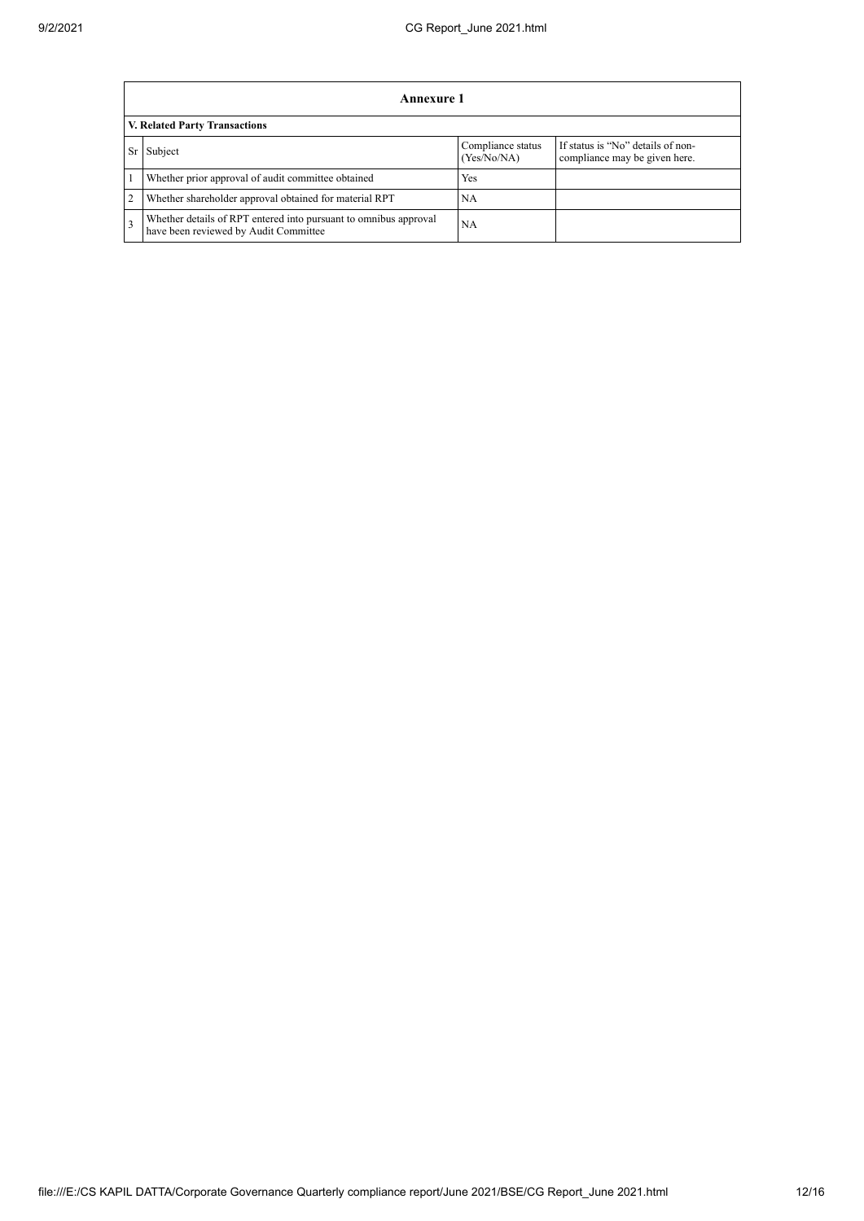| Annexure 1 | | | |
|---|---|---|---|
| **V. Related Party Transactions** | | | |
| Sr | Subject | Compliance status (Yes/No/NA) | If status is "No" details of non-compliance may be given here. |
| 1 | Whether prior approval of audit committee obtained | Yes | |
| 2 | Whether shareholder approval obtained for material RPT | NA | |
| 3 | Whether details of RPT entered into pursuant to omnibus approval have been reviewed by Audit Committee | NA | |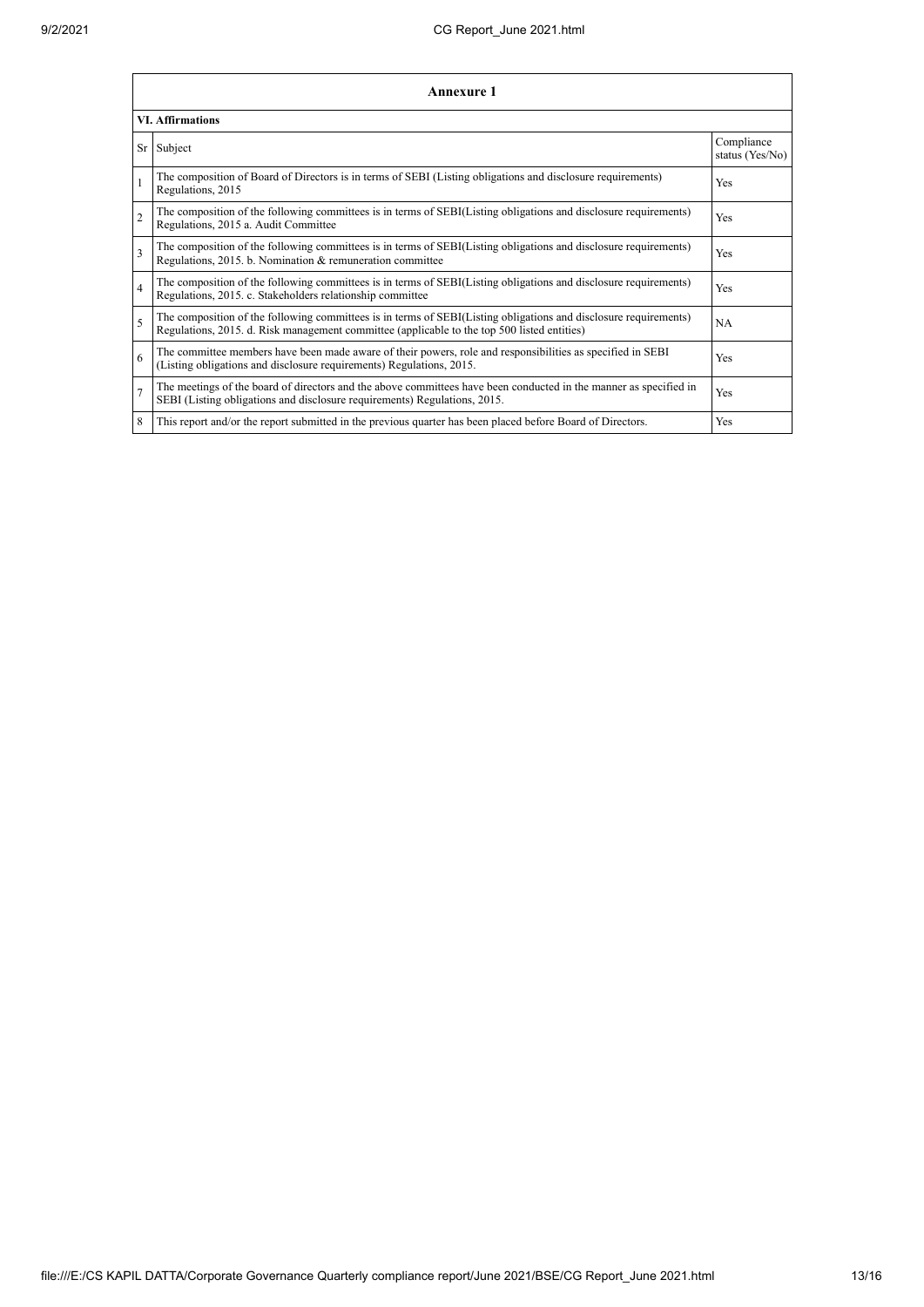## Annexure 1

| VI. Affirmations | | |
|---|---|---|
| Sr | Subject | Compliance status (Yes/No) |
| 1 | The composition of Board of Directors is in terms of SEBI (Listing obligations and disclosure requirements) Regulations, 2015 | Yes |
| 2 | The composition of the following committees is in terms of SEBI(Listing obligations and disclosure requirements) Regulations, 2015 a. Audit Committee | Yes |
| 3 | The composition of the following committees is in terms of SEBI(Listing obligations and disclosure requirements) Regulations, 2015. b. Nomination & remuneration committee | Yes |
| 4 | The composition of the following committees is in terms of SEBI(Listing obligations and disclosure requirements) Regulations, 2015. c. Stakeholders relationship committee | Yes |
| 5 | The composition of the following committees is in terms of SEBI(Listing obligations and disclosure requirements) Regulations, 2015. d. Risk management committee (applicable to the top 500 listed entities) | NA |
| 6 | The committee members have been made aware of their powers, role and responsibilities as specified in SEBI (Listing obligations and disclosure requirements) Regulations, 2015. | Yes |
| 7 | The meetings of the board of directors and the above committees have been conducted in the manner as specified in SEBI (Listing obligations and disclosure requirements) Regulations, 2015. | Yes |
| 8 | This report and/or the report submitted in the previous quarter has been placed before Board of Directors. | Yes |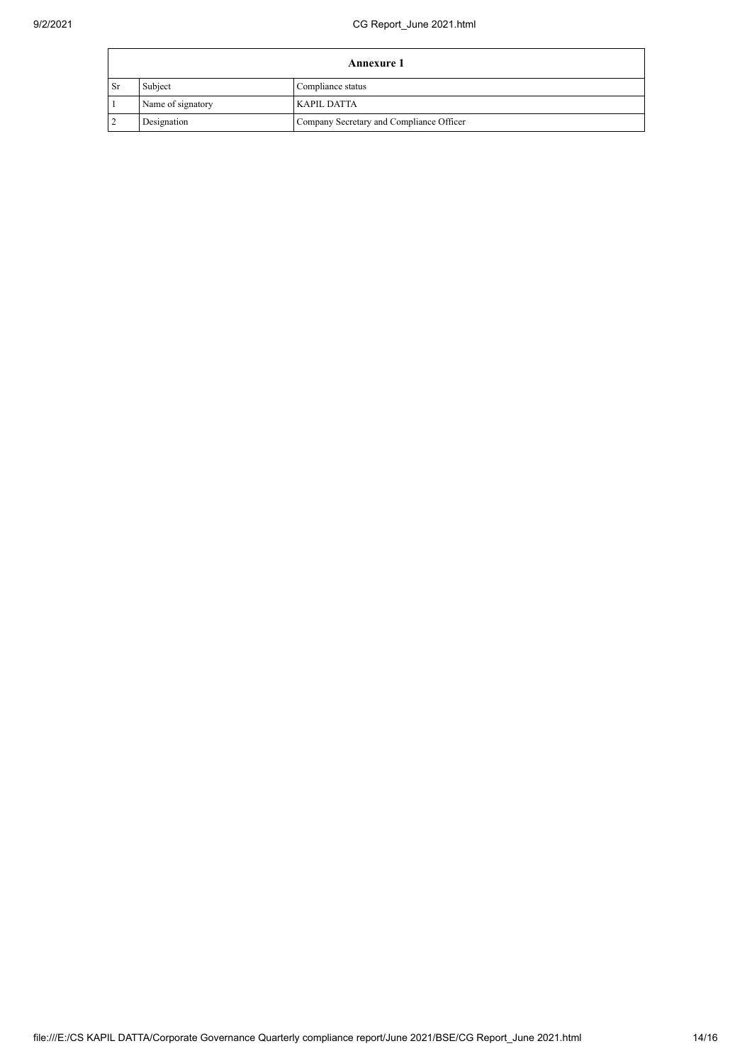| Annexure 1 | | |
|---|---|---|
| Sr | Subject | Compliance status |
| 1 | Name of signatory | KAPIL DATTA |
| 2 | Designation | Company Secretary and Compliance Officer |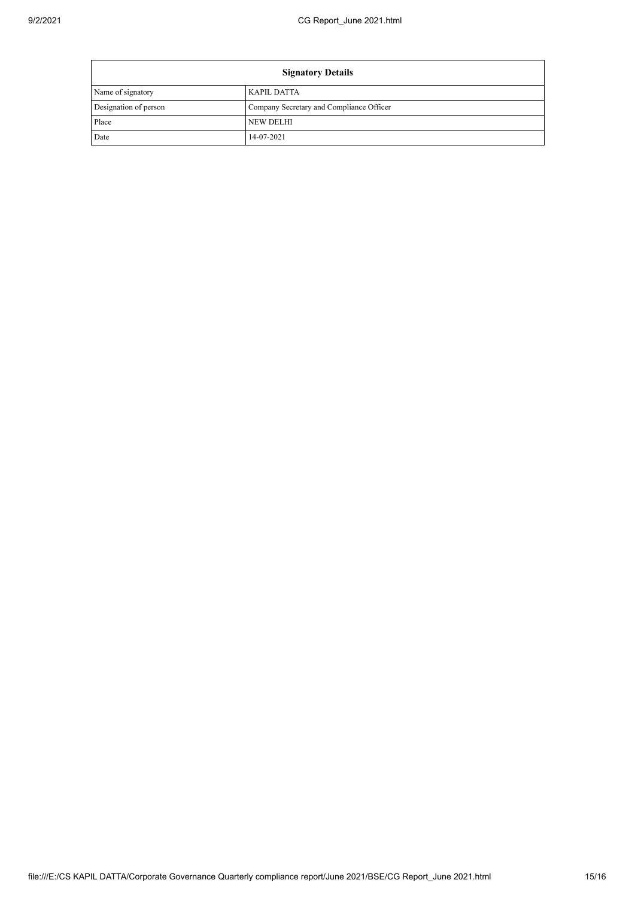| Signatory Details | |
|---|---|
| Name of signatory | KAPIL DATTA |
| Designation of person | Company Secretary and Compliance Officer |
| Place | NEW DELHI |
| Date | 14-07-2021 |